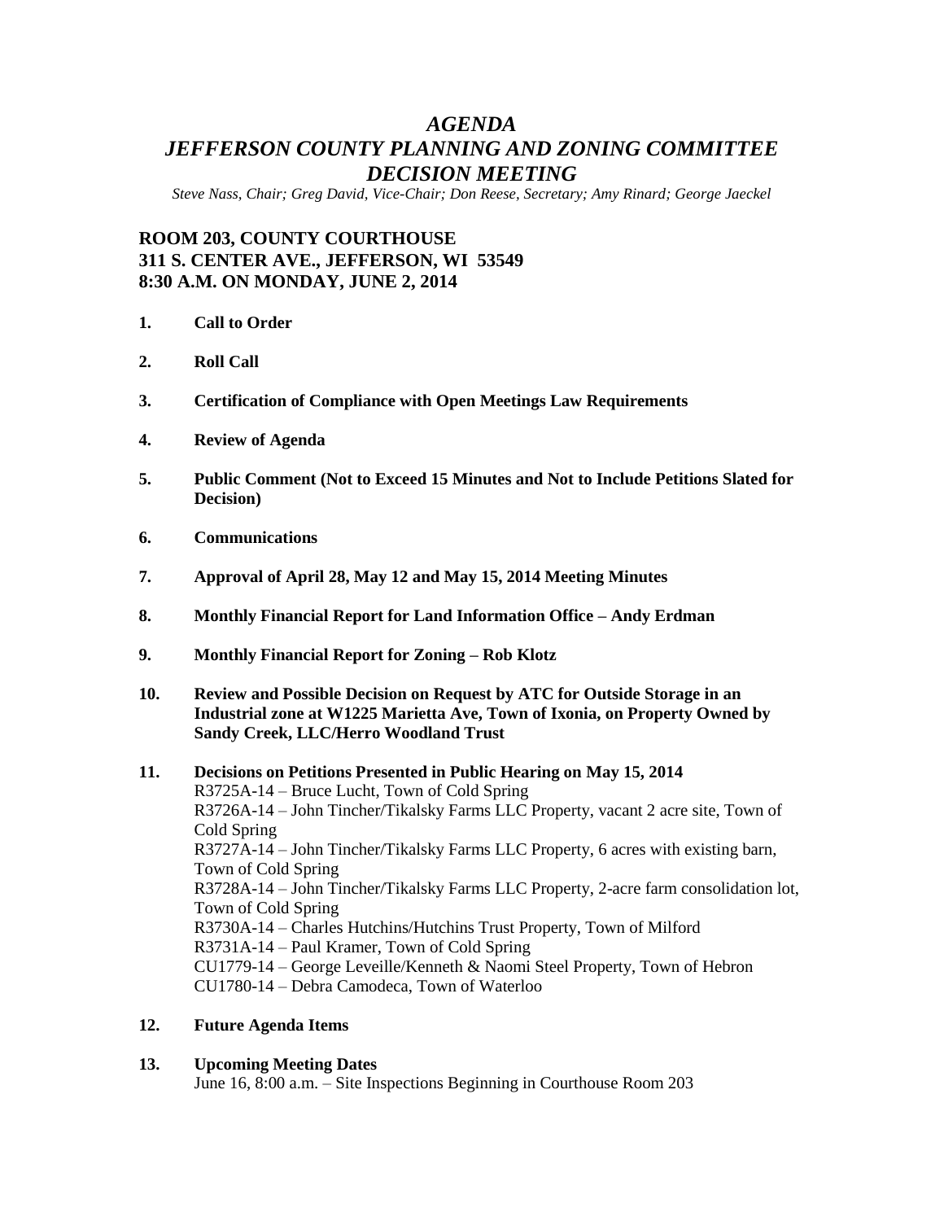# *AGENDA*
# *JEFFERSON COUNTY PLANNING AND ZONING COMMITTEE DECISION MEETING*

*Steve Nass, Chair; Greg David, Vice-Chair; Don Reese, Secretary; Amy Rinard; George Jaeckel*

**ROOM 203, COUNTY COURTHOUSE**
**311 S. CENTER AVE., JEFFERSON, WI 53549**
**8:30 A.M. ON MONDAY, JUNE 2, 2014**

1. **Call to Order**

2. **Roll Call**

3. **Certification of Compliance with Open Meetings Law Requirements**

4. **Review of Agenda**

5. **Public Comment (Not to Exceed 15 Minutes and Not to Include Petitions Slated for Decision)**

6. **Communications**

7. **Approval of April 28, May 12 and May 15, 2014 Meeting Minutes**

8. **Monthly Financial Report for Land Information Office – Andy Erdman**

9. **Monthly Financial Report for Zoning – Rob Klotz**

10. **Review and Possible Decision on Request by ATC for Outside Storage in an Industrial zone at W1225 Marietta Ave, Town of Ixonia, on Property Owned by Sandy Creek, LLC/Herro Woodland Trust**

11. **Decisions on Petitions Presented in Public Hearing on May 15, 2014**
    R3725A-14 – Bruce Lucht, Town of Cold Spring
    R3726A-14 – John Tincher/Tikalsky Farms LLC Property, vacant 2 acre site, Town of Cold Spring
    R3727A-14 – John Tincher/Tikalsky Farms LLC Property, 6 acres with existing barn, Town of Cold Spring
    R3728A-14 – John Tincher/Tikalsky Farms LLC Property, 2-acre farm consolidation lot, Town of Cold Spring
    R3730A-14 – Charles Hutchins/Hutchins Trust Property, Town of Milford
    R3731A-14 – Paul Kramer, Town of Cold Spring
    CU1779-14 – George Leveille/Kenneth & Naomi Steel Property, Town of Hebron
    CU1780-14 – Debra Camodeca, Town of Waterloo

12. **Future Agenda Items**

13. **Upcoming Meeting Dates**
    June 16, 8:00 a.m. – Site Inspections Beginning in Courthouse Room 203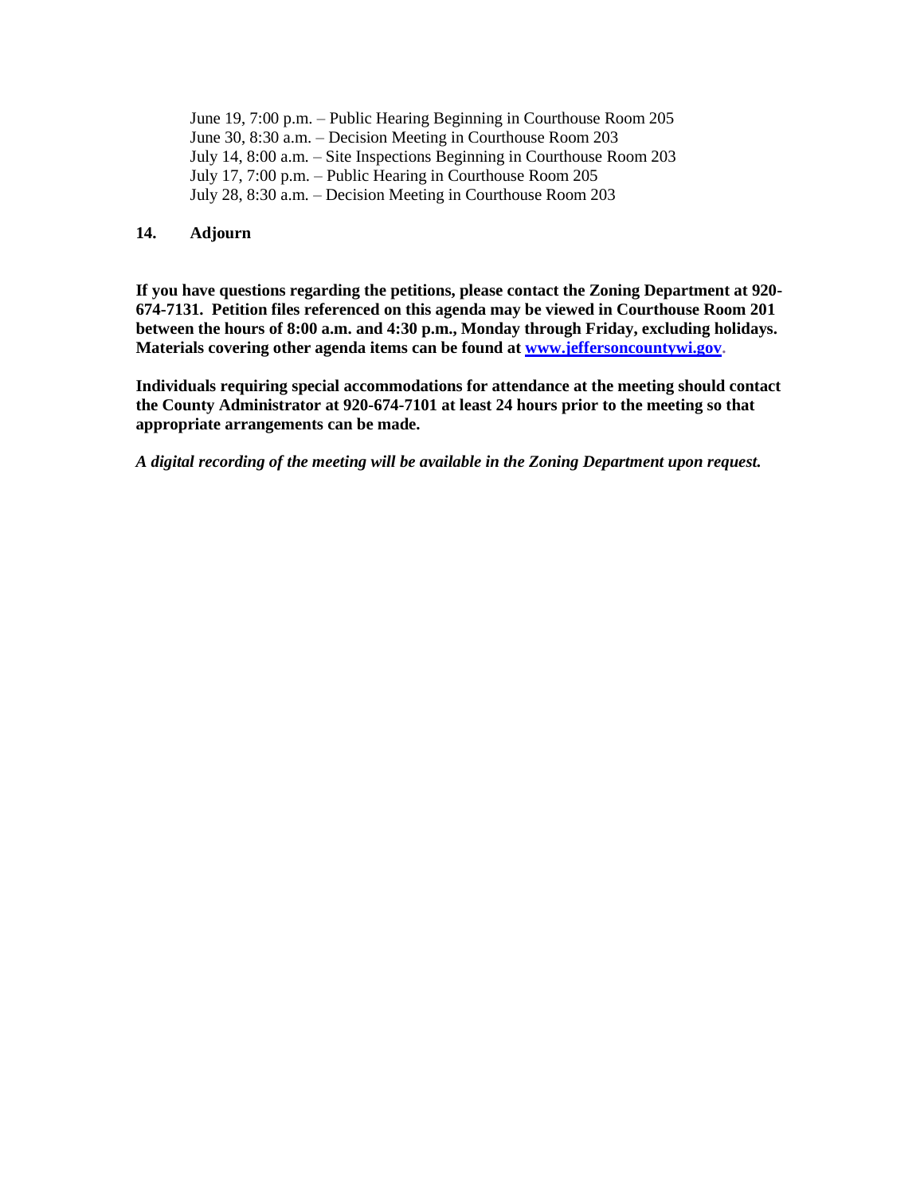June 19, 7:00 p.m. – Public Hearing Beginning in Courthouse Room 205
June 30, 8:30 a.m. – Decision Meeting in Courthouse Room 203
July 14, 8:00 a.m. – Site Inspections Beginning in Courthouse Room 203
July 17, 7:00 p.m. – Public Hearing in Courthouse Room 205
July 28, 8:30 a.m. – Decision Meeting in Courthouse Room 203

**14. Adjourn**

**If you have questions regarding the petitions, please contact the Zoning Department at 920-674-7131. Petition files referenced on this agenda may be viewed in Courthouse Room 201 between the hours of 8:00 a.m. and 4:30 p.m., Monday through Friday, excluding holidays. Materials covering other agenda items can be found at [www.jeffersoncountywi.gov](http://www.jeffersoncountywi.gov).**

**Individuals requiring special accommodations for attendance at the meeting should contact the County Administrator at 920-674-7101 at least 24 hours prior to the meeting so that appropriate arrangements can be made.**

***A digital recording of the meeting will be available in the Zoning Department upon request.***